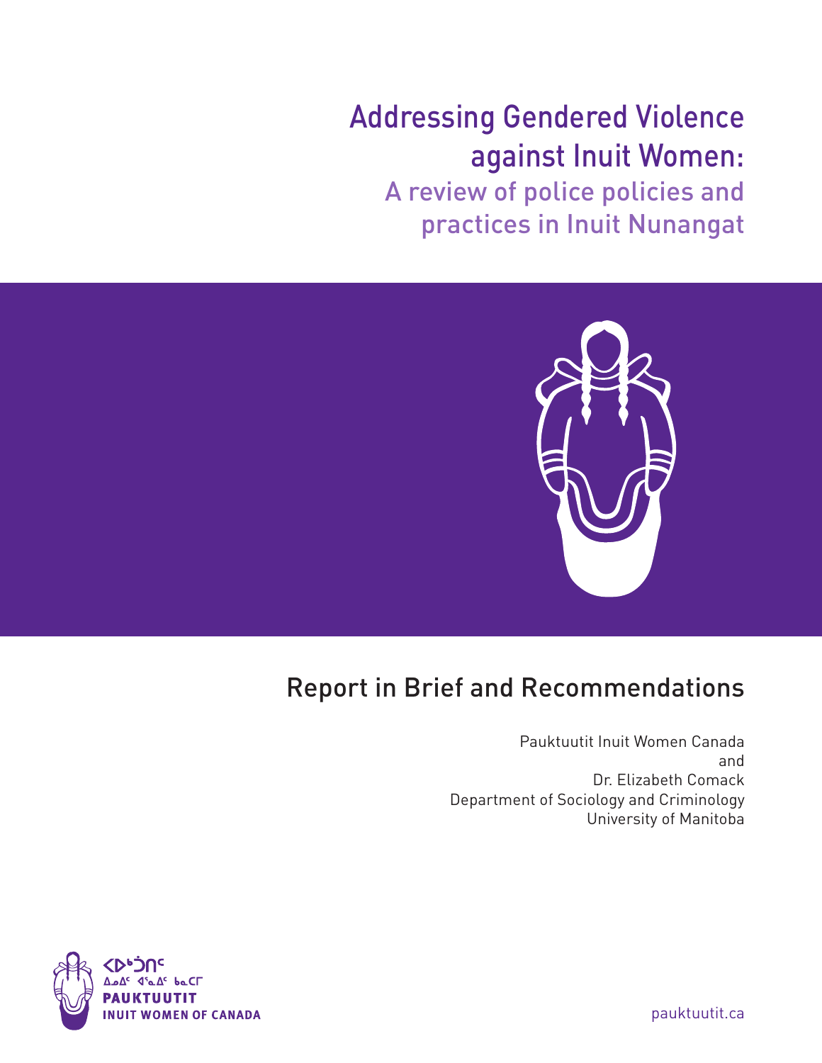# Addressing Gendered Violence against Inuit Women:

## A review of police policies and practices in Inuit Nunangat

## Report in Brief and Recommendations

Pauktuutit Inuit Women Canada
and
Dr. Elizabeth Comack
Department of Sociology and Criminology
University of Manitoba

ᐸᐅᒃᑑᑎᑦ
ᐃᓄᐃᑦ ᐊᕐᓇᐃᑦ ᑲᓇᑕᒥ
PAUKTUUTIT
INUIT WOMEN OF CANADA

pauktuutit.ca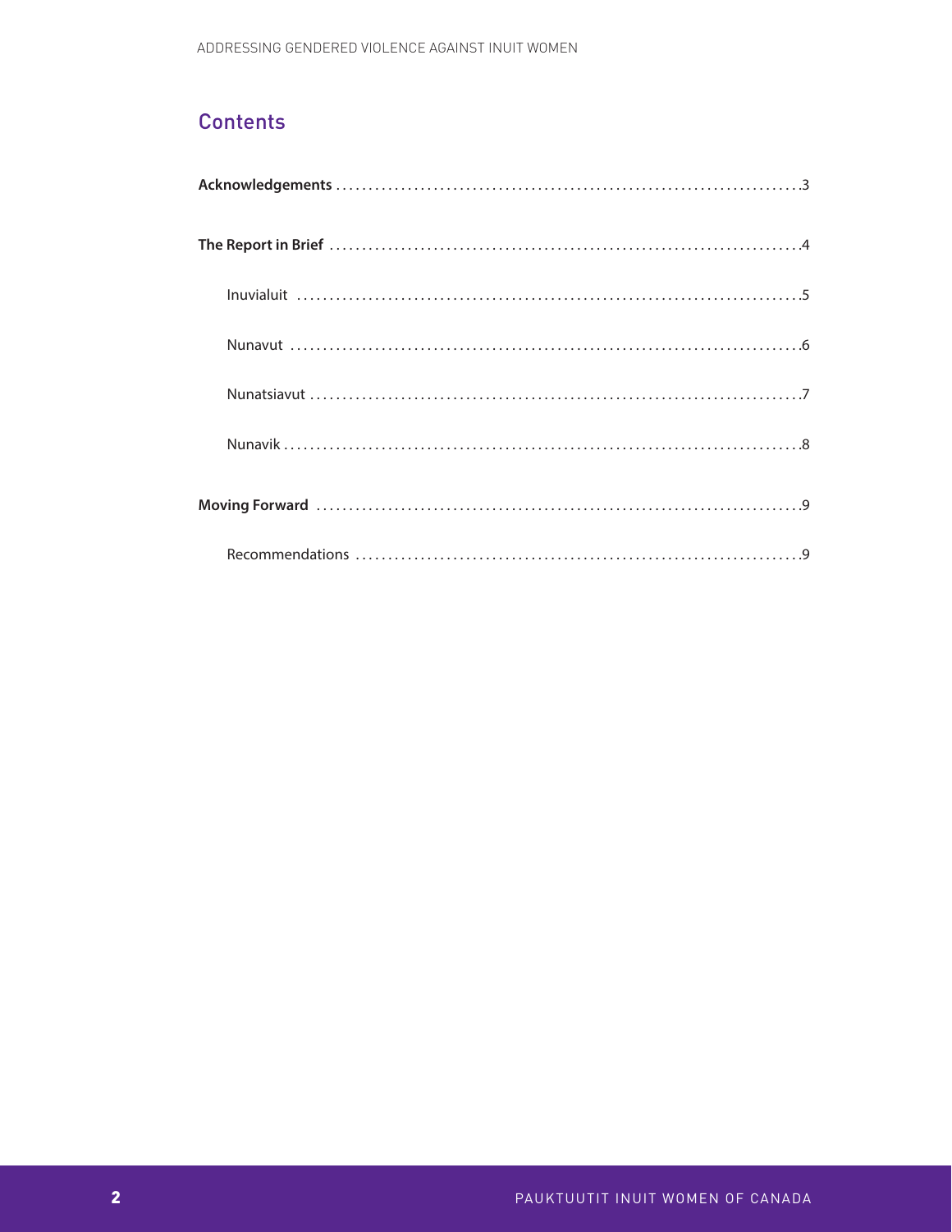## Contents

**Acknowledgements** ........................................................................ 3

**The Report in Brief** ........................................................................ 4

- Inuvialuit ........................................................................ 5
- Nunavut ........................................................................ 6
- Nunatsiavut ........................................................................ 7
- Nunavik ........................................................................ 8

**Moving Forward** ........................................................................ 9

- Recommendations ........................................................................ 9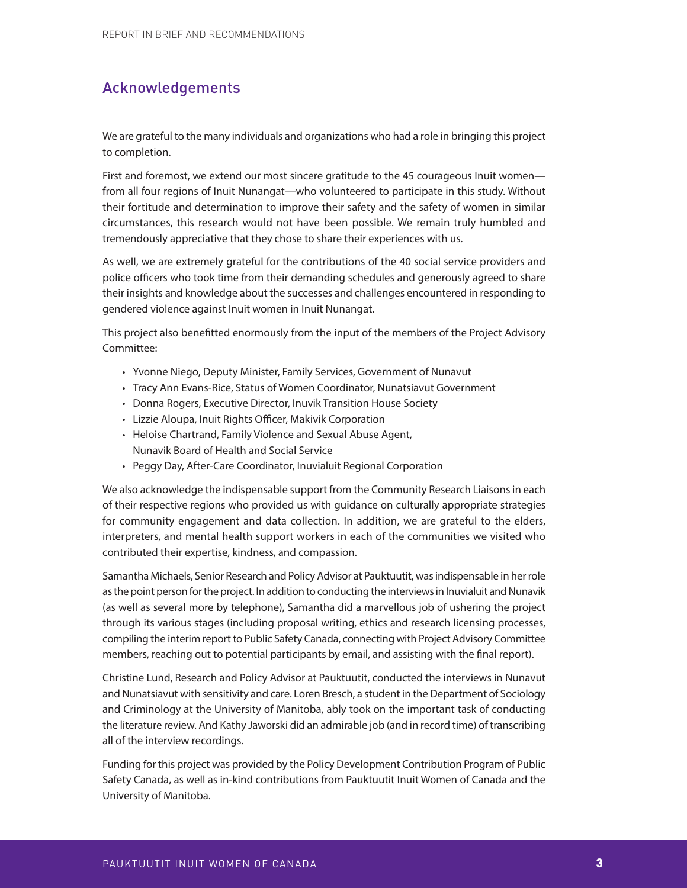## Acknowledgements

We are grateful to the many individuals and organizations who had a role in bringing this project to completion.

First and foremost, we extend our most sincere gratitude to the 45 courageous Inuit women—from all four regions of Inuit Nunangat—who volunteered to participate in this study. Without their fortitude and determination to improve their safety and the safety of women in similar circumstances, this research would not have been possible. We remain truly humbled and tremendously appreciative that they chose to share their experiences with us.

As well, we are extremely grateful for the contributions of the 40 social service providers and police officers who took time from their demanding schedules and generously agreed to share their insights and knowledge about the successes and challenges encountered in responding to gendered violence against Inuit women in Inuit Nunangat.

This project also benefitted enormously from the input of the members of the Project Advisory Committee:

- Yvonne Niego, Deputy Minister, Family Services, Government of Nunavut
- Tracy Ann Evans-Rice, Status of Women Coordinator, Nunatsiavut Government
- Donna Rogers, Executive Director, Inuvik Transition House Society
- Lizzie Aloupa, Inuit Rights Officer, Makivik Corporation
- Heloise Chartrand, Family Violence and Sexual Abuse Agent, Nunavik Board of Health and Social Service
- Peggy Day, After-Care Coordinator, Inuvialuit Regional Corporation

We also acknowledge the indispensable support from the Community Research Liaisons in each of their respective regions who provided us with guidance on culturally appropriate strategies for community engagement and data collection. In addition, we are grateful to the elders, interpreters, and mental health support workers in each of the communities we visited who contributed their expertise, kindness, and compassion.

Samantha Michaels, Senior Research and Policy Advisor at Pauktuutit, was indispensable in her role as the point person for the project. In addition to conducting the interviews in Inuvialuit and Nunavik (as well as several more by telephone), Samantha did a marvellous job of ushering the project through its various stages (including proposal writing, ethics and research licensing processes, compiling the interim report to Public Safety Canada, connecting with Project Advisory Committee members, reaching out to potential participants by email, and assisting with the final report).

Christine Lund, Research and Policy Advisor at Pauktuutit, conducted the interviews in Nunavut and Nunatsiavut with sensitivity and care. Loren Bresch, a student in the Department of Sociology and Criminology at the University of Manitoba, ably took on the important task of conducting the literature review. And Kathy Jaworski did an admirable job (and in record time) of transcribing all of the interview recordings.

Funding for this project was provided by the Policy Development Contribution Program of Public Safety Canada, as well as in-kind contributions from Pauktuutit Inuit Women of Canada and the University of Manitoba.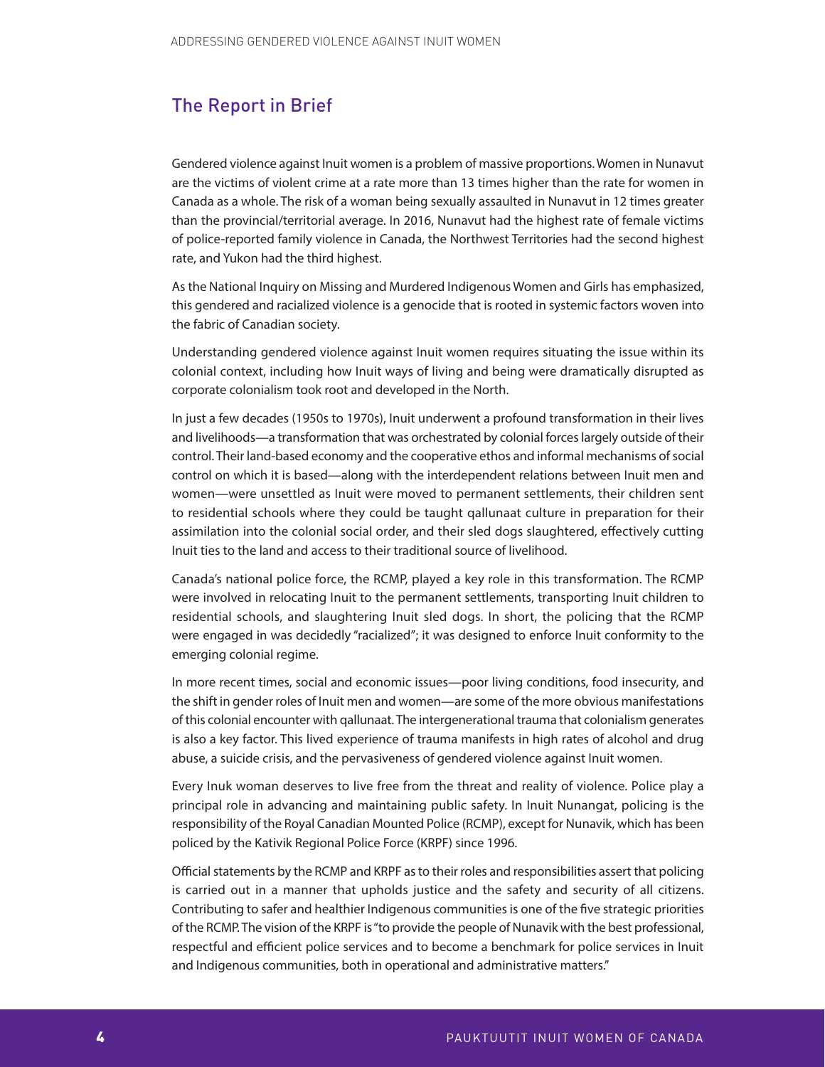## The Report in Brief

Gendered violence against Inuit women is a problem of massive proportions. Women in Nunavut are the victims of violent crime at a rate more than 13 times higher than the rate for women in Canada as a whole. The risk of a woman being sexually assaulted in Nunavut in 12 times greater than the provincial/territorial average. In 2016, Nunavut had the highest rate of female victims of police-reported family violence in Canada, the Northwest Territories had the second highest rate, and Yukon had the third highest.

As the National Inquiry on Missing and Murdered Indigenous Women and Girls has emphasized, this gendered and racialized violence is a genocide that is rooted in systemic factors woven into the fabric of Canadian society.

Understanding gendered violence against Inuit women requires situating the issue within its colonial context, including how Inuit ways of living and being were dramatically disrupted as corporate colonialism took root and developed in the North.

In just a few decades (1950s to 1970s), Inuit underwent a profound transformation in their lives and livelihoods—a transformation that was orchestrated by colonial forces largely outside of their control. Their land-based economy and the cooperative ethos and informal mechanisms of social control on which it is based—along with the interdependent relations between Inuit men and women—were unsettled as Inuit were moved to permanent settlements, their children sent to residential schools where they could be taught qallunaat culture in preparation for their assimilation into the colonial social order, and their sled dogs slaughtered, effectively cutting Inuit ties to the land and access to their traditional source of livelihood.

Canada's national police force, the RCMP, played a key role in this transformation. The RCMP were involved in relocating Inuit to the permanent settlements, transporting Inuit children to residential schools, and slaughtering Inuit sled dogs. In short, the policing that the RCMP were engaged in was decidedly "racialized"; it was designed to enforce Inuit conformity to the emerging colonial regime.

In more recent times, social and economic issues—poor living conditions, food insecurity, and the shift in gender roles of Inuit men and women—are some of the more obvious manifestations of this colonial encounter with qallunaat. The intergenerational trauma that colonialism generates is also a key factor. This lived experience of trauma manifests in high rates of alcohol and drug abuse, a suicide crisis, and the pervasiveness of gendered violence against Inuit women.

Every Inuk woman deserves to live free from the threat and reality of violence. Police play a principal role in advancing and maintaining public safety. In Inuit Nunangat, policing is the responsibility of the Royal Canadian Mounted Police (RCMP), except for Nunavik, which has been policed by the Kativik Regional Police Force (KRPF) since 1996.

Official statements by the RCMP and KRPF as to their roles and responsibilities assert that policing is carried out in a manner that upholds justice and the safety and security of all citizens. Contributing to safer and healthier Indigenous communities is one of the five strategic priorities of the RCMP. The vision of the KRPF is "to provide the people of Nunavik with the best professional, respectful and efficient police services and to become a benchmark for police services in Inuit and Indigenous communities, both in operational and administrative matters."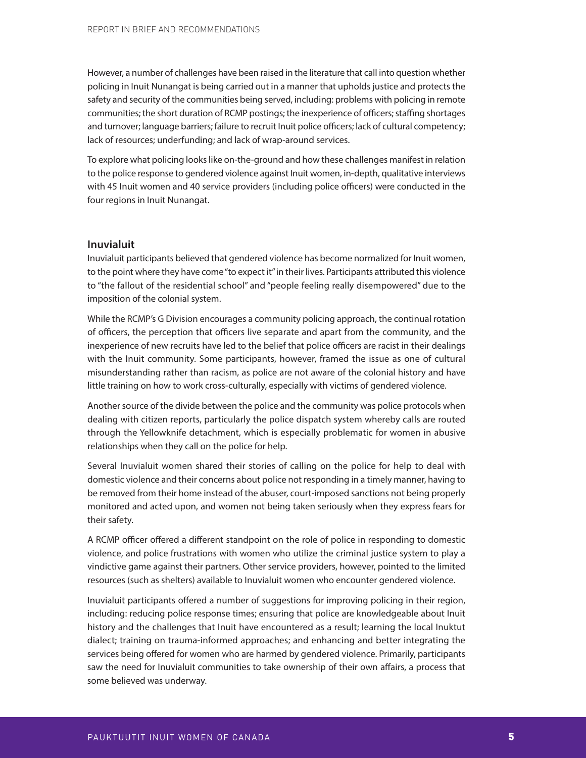However, a number of challenges have been raised in the literature that call into question whether policing in Inuit Nunangat is being carried out in a manner that upholds justice and protects the safety and security of the communities being served, including: problems with policing in remote communities; the short duration of RCMP postings; the inexperience of officers; staffing shortages and turnover; language barriers; failure to recruit Inuit police officers; lack of cultural competency; lack of resources; underfunding; and lack of wrap-around services.

To explore what policing looks like on-the-ground and how these challenges manifest in relation to the police response to gendered violence against Inuit women, in-depth, qualitative interviews with 45 Inuit women and 40 service providers (including police officers) were conducted in the four regions in Inuit Nunangat.

### Inuvialuit

Inuvialuit participants believed that gendered violence has become normalized for Inuit women, to the point where they have come "to expect it" in their lives. Participants attributed this violence to "the fallout of the residential school" and "people feeling really disempowered" due to the imposition of the colonial system.

While the RCMP's G Division encourages a community policing approach, the continual rotation of officers, the perception that officers live separate and apart from the community, and the inexperience of new recruits have led to the belief that police officers are racist in their dealings with the Inuit community. Some participants, however, framed the issue as one of cultural misunderstanding rather than racism, as police are not aware of the colonial history and have little training on how to work cross-culturally, especially with victims of gendered violence.

Another source of the divide between the police and the community was police protocols when dealing with citizen reports, particularly the police dispatch system whereby calls are routed through the Yellowknife detachment, which is especially problematic for women in abusive relationships when they call on the police for help.

Several Inuvialuit women shared their stories of calling on the police for help to deal with domestic violence and their concerns about police not responding in a timely manner, having to be removed from their home instead of the abuser, court-imposed sanctions not being properly monitored and acted upon, and women not being taken seriously when they express fears for their safety.

A RCMP officer offered a different standpoint on the role of police in responding to domestic violence, and police frustrations with women who utilize the criminal justice system to play a vindictive game against their partners. Other service providers, however, pointed to the limited resources (such as shelters) available to Inuvialuit women who encounter gendered violence.

Inuvialuit participants offered a number of suggestions for improving policing in their region, including: reducing police response times; ensuring that police are knowledgeable about Inuit history and the challenges that Inuit have encountered as a result; learning the local Inuktut dialect; training on trauma-informed approaches; and enhancing and better integrating the services being offered for women who are harmed by gendered violence. Primarily, participants saw the need for Inuvialuit communities to take ownership of their own affairs, a process that some believed was underway.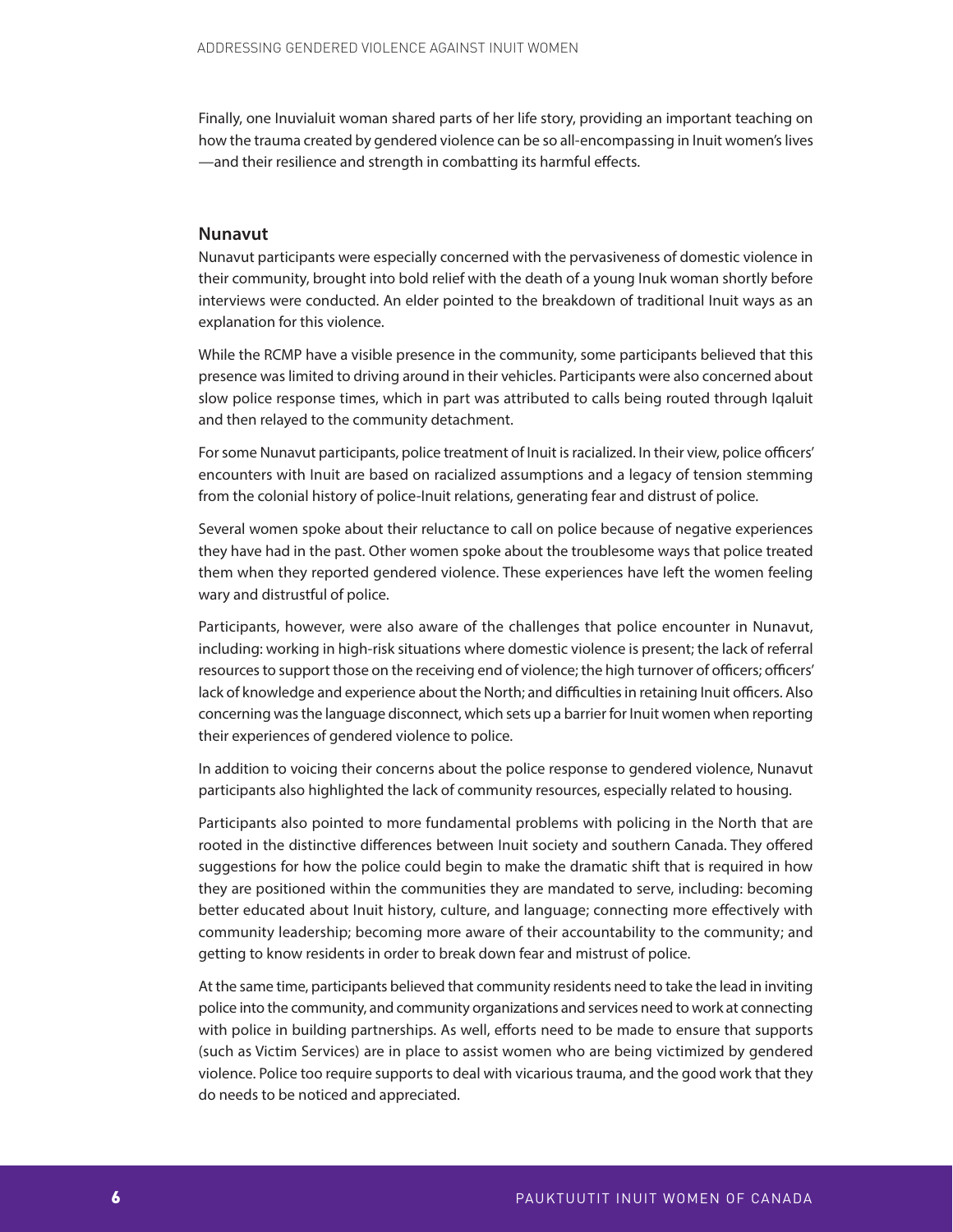Finally, one Inuvialuit woman shared parts of her life story, providing an important teaching on how the trauma created by gendered violence can be so all-encompassing in Inuit women's lives —and their resilience and strength in combatting its harmful effects.

## Nunavut

Nunavut participants were especially concerned with the pervasiveness of domestic violence in their community, brought into bold relief with the death of a young Inuk woman shortly before interviews were conducted. An elder pointed to the breakdown of traditional Inuit ways as an explanation for this violence.

While the RCMP have a visible presence in the community, some participants believed that this presence was limited to driving around in their vehicles. Participants were also concerned about slow police response times, which in part was attributed to calls being routed through Iqaluit and then relayed to the community detachment.

For some Nunavut participants, police treatment of Inuit is racialized. In their view, police officers' encounters with Inuit are based on racialized assumptions and a legacy of tension stemming from the colonial history of police-Inuit relations, generating fear and distrust of police.

Several women spoke about their reluctance to call on police because of negative experiences they have had in the past. Other women spoke about the troublesome ways that police treated them when they reported gendered violence. These experiences have left the women feeling wary and distrustful of police.

Participants, however, were also aware of the challenges that police encounter in Nunavut, including: working in high-risk situations where domestic violence is present; the lack of referral resources to support those on the receiving end of violence; the high turnover of officers; officers' lack of knowledge and experience about the North; and difficulties in retaining Inuit officers. Also concerning was the language disconnect, which sets up a barrier for Inuit women when reporting their experiences of gendered violence to police.

In addition to voicing their concerns about the police response to gendered violence, Nunavut participants also highlighted the lack of community resources, especially related to housing.

Participants also pointed to more fundamental problems with policing in the North that are rooted in the distinctive differences between Inuit society and southern Canada. They offered suggestions for how the police could begin to make the dramatic shift that is required in how they are positioned within the communities they are mandated to serve, including: becoming better educated about Inuit history, culture, and language; connecting more effectively with community leadership; becoming more aware of their accountability to the community; and getting to know residents in order to break down fear and mistrust of police.

At the same time, participants believed that community residents need to take the lead in inviting police into the community, and community organizations and services need to work at connecting with police in building partnerships. As well, efforts need to be made to ensure that supports (such as Victim Services) are in place to assist women who are being victimized by gendered violence. Police too require supports to deal with vicarious trauma, and the good work that they do needs to be noticed and appreciated.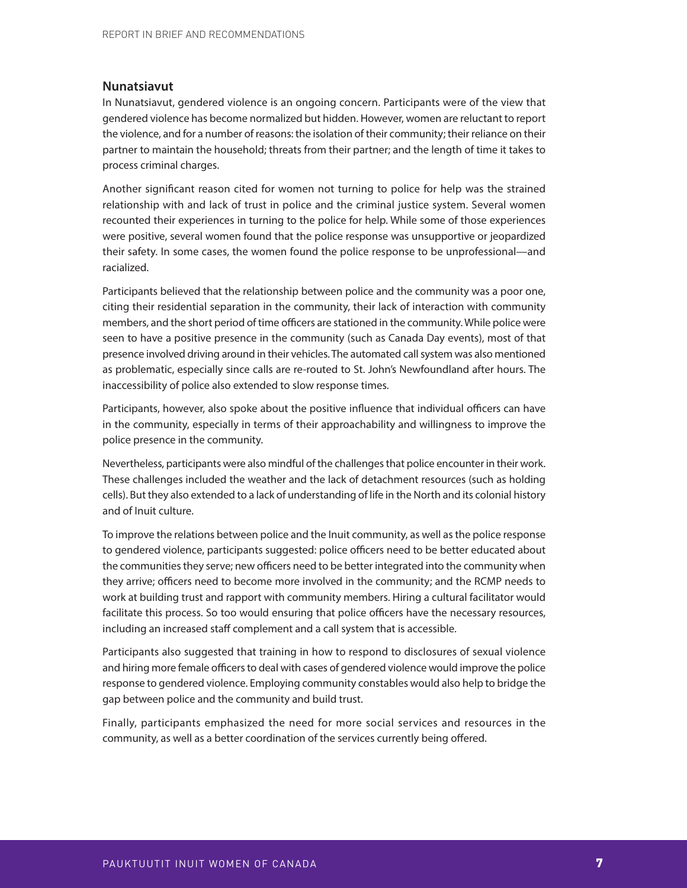## Nunatsiavut

In Nunatsiavut, gendered violence is an ongoing concern. Participants were of the view that gendered violence has become normalized but hidden. However, women are reluctant to report the violence, and for a number of reasons: the isolation of their community; their reliance on their partner to maintain the household; threats from their partner; and the length of time it takes to process criminal charges.

Another significant reason cited for women not turning to police for help was the strained relationship with and lack of trust in police and the criminal justice system. Several women recounted their experiences in turning to the police for help. While some of those experiences were positive, several women found that the police response was unsupportive or jeopardized their safety. In some cases, the women found the police response to be unprofessional—and racialized.

Participants believed that the relationship between police and the community was a poor one, citing their residential separation in the community, their lack of interaction with community members, and the short period of time officers are stationed in the community. While police were seen to have a positive presence in the community (such as Canada Day events), most of that presence involved driving around in their vehicles. The automated call system was also mentioned as problematic, especially since calls are re-routed to St. John's Newfoundland after hours. The inaccessibility of police also extended to slow response times.

Participants, however, also spoke about the positive influence that individual officers can have in the community, especially in terms of their approachability and willingness to improve the police presence in the community.

Nevertheless, participants were also mindful of the challenges that police encounter in their work. These challenges included the weather and the lack of detachment resources (such as holding cells). But they also extended to a lack of understanding of life in the North and its colonial history and of Inuit culture.

To improve the relations between police and the Inuit community, as well as the police response to gendered violence, participants suggested: police officers need to be better educated about the communities they serve; new officers need to be better integrated into the community when they arrive; officers need to become more involved in the community; and the RCMP needs to work at building trust and rapport with community members. Hiring a cultural facilitator would facilitate this process. So too would ensuring that police officers have the necessary resources, including an increased staff complement and a call system that is accessible.

Participants also suggested that training in how to respond to disclosures of sexual violence and hiring more female officers to deal with cases of gendered violence would improve the police response to gendered violence. Employing community constables would also help to bridge the gap between police and the community and build trust.

Finally, participants emphasized the need for more social services and resources in the community, as well as a better coordination of the services currently being offered.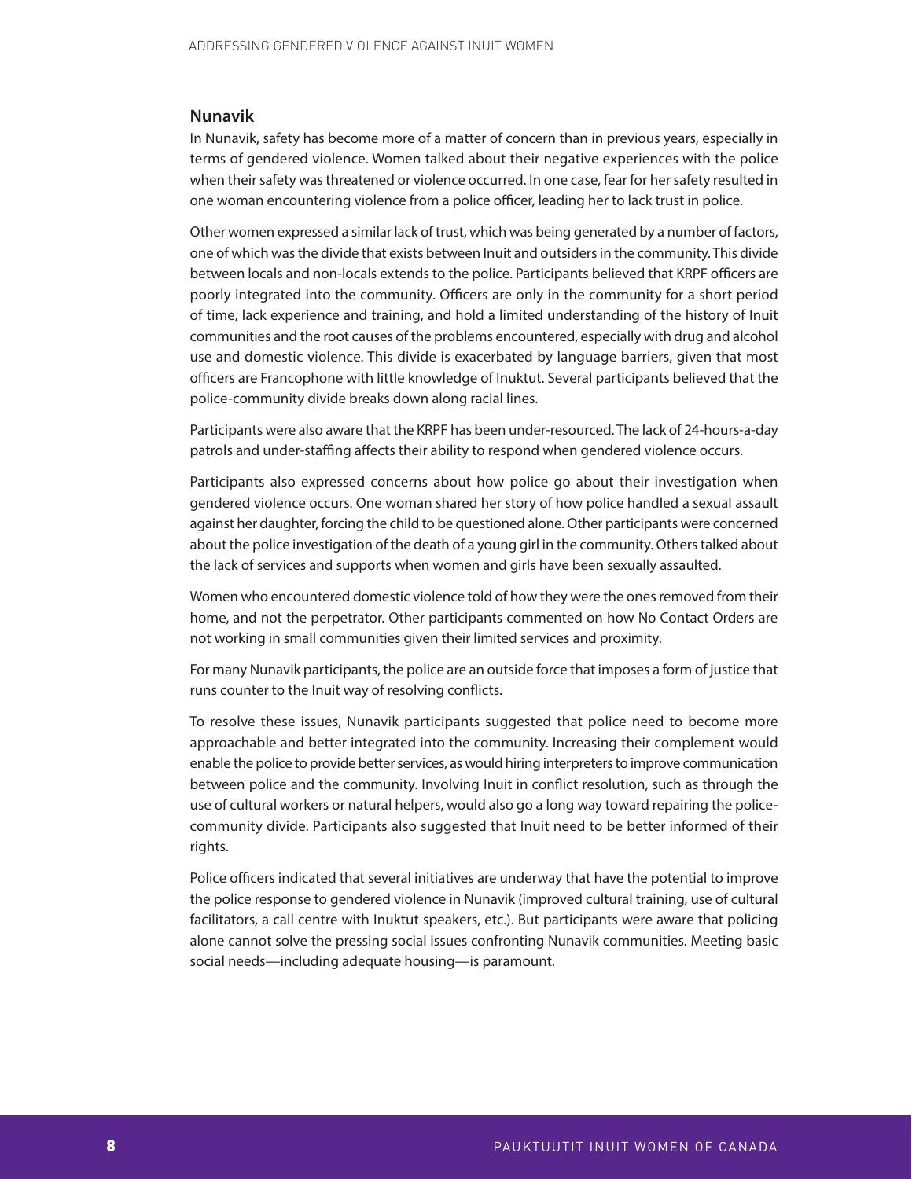## Nunavik

In Nunavik, safety has become more of a matter of concern than in previous years, especially in terms of gendered violence. Women talked about their negative experiences with the police when their safety was threatened or violence occurred. In one case, fear for her safety resulted in one woman encountering violence from a police officer, leading her to lack trust in police.

Other women expressed a similar lack of trust, which was being generated by a number of factors, one of which was the divide that exists between Inuit and outsiders in the community. This divide between locals and non-locals extends to the police. Participants believed that KRPF officers are poorly integrated into the community. Officers are only in the community for a short period of time, lack experience and training, and hold a limited understanding of the history of Inuit communities and the root causes of the problems encountered, especially with drug and alcohol use and domestic violence. This divide is exacerbated by language barriers, given that most officers are Francophone with little knowledge of Inuktut. Several participants believed that the police-community divide breaks down along racial lines.

Participants were also aware that the KRPF has been under-resourced. The lack of 24-hours-a-day patrols and under-staffing affects their ability to respond when gendered violence occurs.

Participants also expressed concerns about how police go about their investigation when gendered violence occurs. One woman shared her story of how police handled a sexual assault against her daughter, forcing the child to be questioned alone. Other participants were concerned about the police investigation of the death of a young girl in the community. Others talked about the lack of services and supports when women and girls have been sexually assaulted.

Women who encountered domestic violence told of how they were the ones removed from their home, and not the perpetrator. Other participants commented on how No Contact Orders are not working in small communities given their limited services and proximity.

For many Nunavik participants, the police are an outside force that imposes a form of justice that runs counter to the Inuit way of resolving conflicts.

To resolve these issues, Nunavik participants suggested that police need to become more approachable and better integrated into the community. Increasing their complement would enable the police to provide better services, as would hiring interpreters to improve communication between police and the community. Involving Inuit in conflict resolution, such as through the use of cultural workers or natural helpers, would also go a long way toward repairing the police-community divide. Participants also suggested that Inuit need to be better informed of their rights.

Police officers indicated that several initiatives are underway that have the potential to improve the police response to gendered violence in Nunavik (improved cultural training, use of cultural facilitators, a call centre with Inuktut speakers, etc.). But participants were aware that policing alone cannot solve the pressing social issues confronting Nunavik communities. Meeting basic social needs—including adequate housing—is paramount.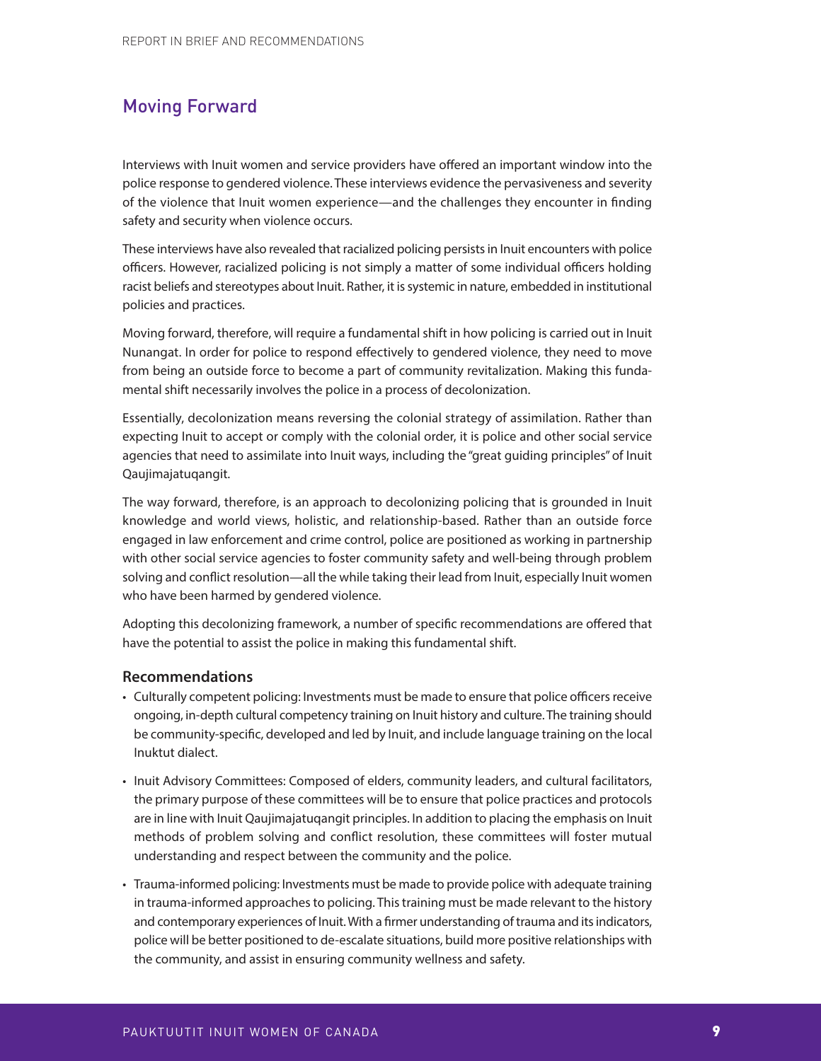## Moving Forward

Interviews with Inuit women and service providers have offered an important window into the police response to gendered violence. These interviews evidence the pervasiveness and severity of the violence that Inuit women experience—and the challenges they encounter in finding safety and security when violence occurs.

These interviews have also revealed that racialized policing persists in Inuit encounters with police officers. However, racialized policing is not simply a matter of some individual officers holding racist beliefs and stereotypes about Inuit. Rather, it is systemic in nature, embedded in institutional policies and practices.

Moving forward, therefore, will require a fundamental shift in how policing is carried out in Inuit Nunangat. In order for police to respond effectively to gendered violence, they need to move from being an outside force to become a part of community revitalization. Making this fundamental shift necessarily involves the police in a process of decolonization.

Essentially, decolonization means reversing the colonial strategy of assimilation. Rather than expecting Inuit to accept or comply with the colonial order, it is police and other social service agencies that need to assimilate into Inuit ways, including the "great guiding principles" of Inuit Qaujimajatuqangit.

The way forward, therefore, is an approach to decolonizing policing that is grounded in Inuit knowledge and world views, holistic, and relationship-based. Rather than an outside force engaged in law enforcement and crime control, police are positioned as working in partnership with other social service agencies to foster community safety and well-being through problem solving and conflict resolution—all the while taking their lead from Inuit, especially Inuit women who have been harmed by gendered violence.

Adopting this decolonizing framework, a number of specific recommendations are offered that have the potential to assist the police in making this fundamental shift.

### Recommendations

- Culturally competent policing: Investments must be made to ensure that police officers receive ongoing, in-depth cultural competency training on Inuit history and culture. The training should be community-specific, developed and led by Inuit, and include language training on the local Inuktut dialect.
- Inuit Advisory Committees: Composed of elders, community leaders, and cultural facilitators, the primary purpose of these committees will be to ensure that police practices and protocols are in line with Inuit Qaujimajatuqangit principles. In addition to placing the emphasis on Inuit methods of problem solving and conflict resolution, these committees will foster mutual understanding and respect between the community and the police.
- Trauma-informed policing: Investments must be made to provide police with adequate training in trauma-informed approaches to policing. This training must be made relevant to the history and contemporary experiences of Inuit. With a firmer understanding of trauma and its indicators, police will be better positioned to de-escalate situations, build more positive relationships with the community, and assist in ensuring community wellness and safety.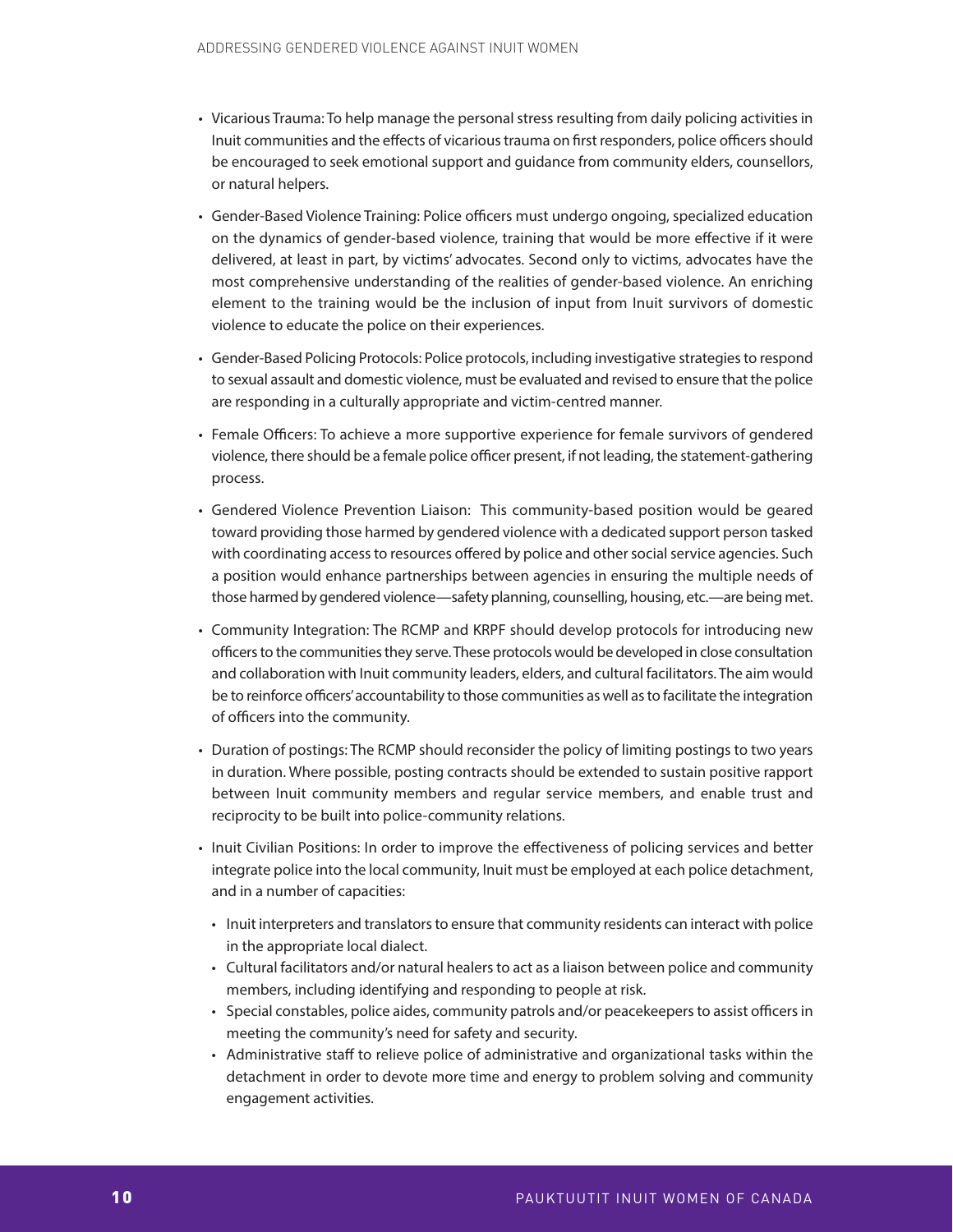- Vicarious Trauma: To help manage the personal stress resulting from daily policing activities in Inuit communities and the effects of vicarious trauma on first responders, police officers should be encouraged to seek emotional support and guidance from community elders, counsellors, or natural helpers.
- Gender-Based Violence Training: Police officers must undergo ongoing, specialized education on the dynamics of gender-based violence, training that would be more effective if it were delivered, at least in part, by victims' advocates. Second only to victims, advocates have the most comprehensive understanding of the realities of gender-based violence. An enriching element to the training would be the inclusion of input from Inuit survivors of domestic violence to educate the police on their experiences.
- Gender-Based Policing Protocols: Police protocols, including investigative strategies to respond to sexual assault and domestic violence, must be evaluated and revised to ensure that the police are responding in a culturally appropriate and victim-centred manner.
- Female Officers: To achieve a more supportive experience for female survivors of gendered violence, there should be a female police officer present, if not leading, the statement-gathering process.
- Gendered Violence Prevention Liaison: This community-based position would be geared toward providing those harmed by gendered violence with a dedicated support person tasked with coordinating access to resources offered by police and other social service agencies. Such a position would enhance partnerships between agencies in ensuring the multiple needs of those harmed by gendered violence—safety planning, counselling, housing, etc.—are being met.
- Community Integration: The RCMP and KRPF should develop protocols for introducing new officers to the communities they serve. These protocols would be developed in close consultation and collaboration with Inuit community leaders, elders, and cultural facilitators. The aim would be to reinforce officers' accountability to those communities as well as to facilitate the integration of officers into the community.
- Duration of postings: The RCMP should reconsider the policy of limiting postings to two years in duration. Where possible, posting contracts should be extended to sustain positive rapport between Inuit community members and regular service members, and enable trust and reciprocity to be built into police-community relations.
- Inuit Civilian Positions: In order to improve the effectiveness of policing services and better integrate police into the local community, Inuit must be employed at each police detachment, and in a number of capacities:
  - Inuit interpreters and translators to ensure that community residents can interact with police in the appropriate local dialect.
  - Cultural facilitators and/or natural healers to act as a liaison between police and community members, including identifying and responding to people at risk.
  - Special constables, police aides, community patrols and/or peacekeepers to assist officers in meeting the community's need for safety and security.
  - Administrative staff to relieve police of administrative and organizational tasks within the detachment in order to devote more time and energy to problem solving and community engagement activities.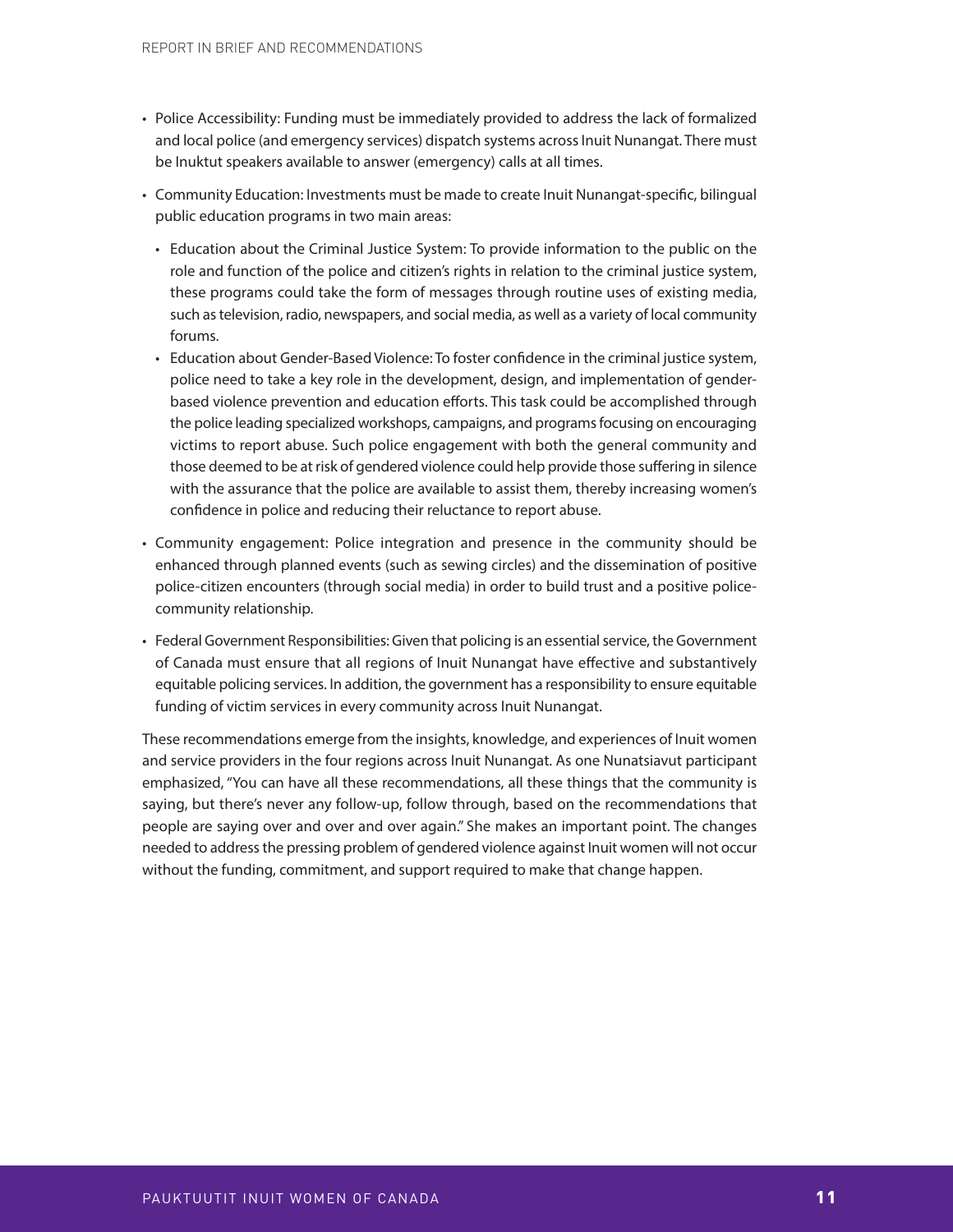- Police Accessibility: Funding must be immediately provided to address the lack of formalized and local police (and emergency services) dispatch systems across Inuit Nunangat. There must be Inuktut speakers available to answer (emergency) calls at all times.
- Community Education: Investments must be made to create Inuit Nunangat-specific, bilingual public education programs in two main areas:
  - Education about the Criminal Justice System: To provide information to the public on the role and function of the police and citizen's rights in relation to the criminal justice system, these programs could take the form of messages through routine uses of existing media, such as television, radio, newspapers, and social media, as well as a variety of local community forums.
  - Education about Gender-Based Violence: To foster confidence in the criminal justice system, police need to take a key role in the development, design, and implementation of gender-based violence prevention and education efforts. This task could be accomplished through the police leading specialized workshops, campaigns, and programs focusing on encouraging victims to report abuse. Such police engagement with both the general community and those deemed to be at risk of gendered violence could help provide those suffering in silence with the assurance that the police are available to assist them, thereby increasing women's confidence in police and reducing their reluctance to report abuse.
- Community engagement: Police integration and presence in the community should be enhanced through planned events (such as sewing circles) and the dissemination of positive police-citizen encounters (through social media) in order to build trust and a positive police-community relationship.
- Federal Government Responsibilities: Given that policing is an essential service, the Government of Canada must ensure that all regions of Inuit Nunangat have effective and substantively equitable policing services. In addition, the government has a responsibility to ensure equitable funding of victim services in every community across Inuit Nunangat.

These recommendations emerge from the insights, knowledge, and experiences of Inuit women and service providers in the four regions across Inuit Nunangat. As one Nunatsiavut participant emphasized, "You can have all these recommendations, all these things that the community is saying, but there's never any follow-up, follow through, based on the recommendations that people are saying over and over and over again." She makes an important point. The changes needed to address the pressing problem of gendered violence against Inuit women will not occur without the funding, commitment, and support required to make that change happen.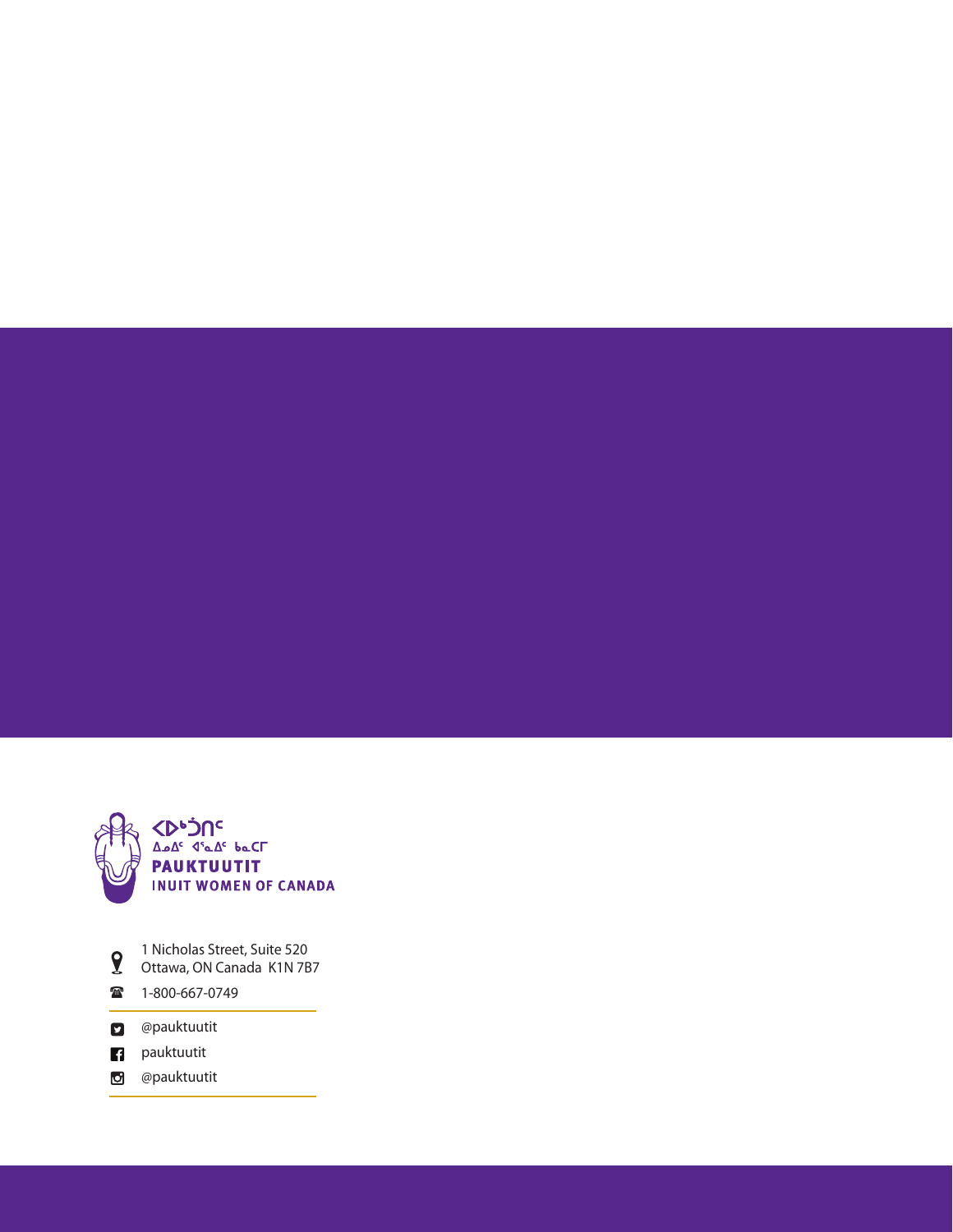ᐳᐅᒃᑑᑎᑦ
ᐃᓄᐃᑦ ᐊᕐᓇᐃᑦ ᑲᓇᑕᒥ
**PAUKTUUTIT**
**INUIT WOMEN OF CANADA**

1 Nicholas Street, Suite 520
Ottawa, ON Canada K1N 7B7

1-800-667-0749

@pauktuutit

pauktuutit

@pauktuutit